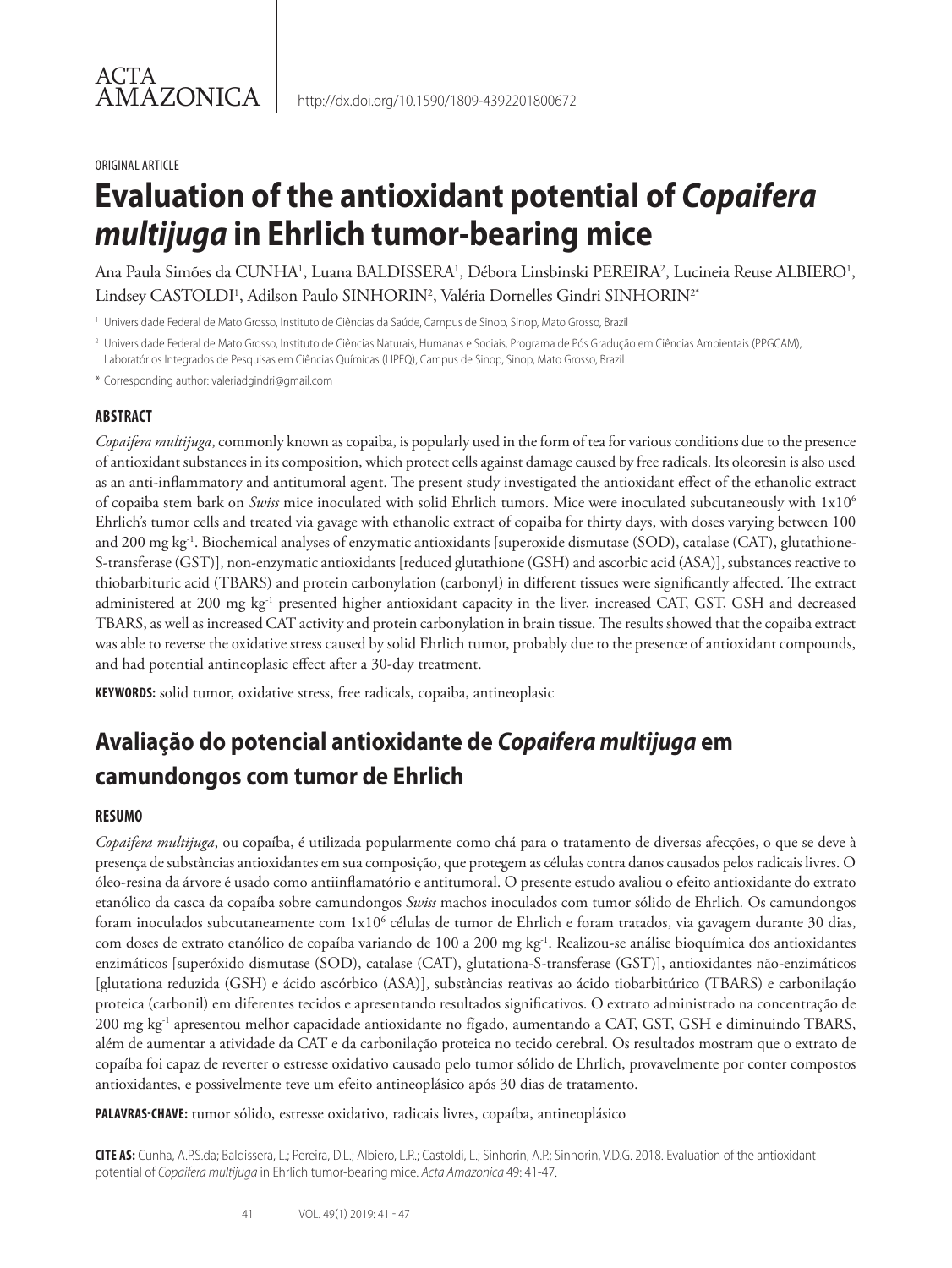ACTA AMAZONICA

http://dx.doi.org/10.1590/1809-4392201800672

ORIGINAL ARTICLE

# Evaluation of the antioxidant potential of *Copaifera multijuga* in Ehrlich tumor-bearing mice

Ana Paula Simões da CUNHA[1], Luana BALDISSERA[1], Débora Linsbinski PEREIRA[2], Lucineia Reuse ALBIERO[1], Lindsey CASTOLDI[1], Adilson Paulo SINHORIN[2], Valéria Dornelles Gindri SINHORIN[2*]

[1] Universidade Federal de Mato Grosso, Instituto de Ciências da Saúde, Campus de Sinop, Sinop, Mato Grosso, Brazil

[2] Universidade Federal de Mato Grosso, Instituto de Ciências Naturais, Humanas e Sociais, Programa de Pós Graduação em Ciências Ambientais (PPGCAM), Laboratórios Integrados de Pesquisas em Ciências Químicas (LIPEQ), Campus de Sinop, Sinop, Mato Grosso, Brazil

* Corresponding author: valeriadgindri@gmail.com

## ABSTRACT

*Copaifera multijuga*, commonly known as copaiba, is popularly used in the form of tea for various conditions due to the presence of antioxidant substances in its composition, which protect cells against damage caused by free radicals. Its oleoresin is also used as an anti-inflammatory and antitumoral agent. The present study investigated the antioxidant effect of the ethanolic extract of copaiba stem bark on *Swiss* mice inoculated with solid Ehrlich tumors. Mice were inoculated subcutaneously with $1x10^6$ Ehrlich's tumor cells and treated via gavage with ethanolic extract of copaiba for thirty days, with doses varying between 100 and 200 mg $kg^{-1}$. Biochemical analyses of enzymatic antioxidants [superoxide dismutase (SOD), catalase (CAT), glutathione-S-transferase (GST)], non-enzymatic antioxidants [reduced glutathione (GSH) and ascorbic acid (ASA)], substances reactive to thiobarbituric acid (TBARS) and protein carbonylation (carbonyl) in different tissues were significantly affected. The extract administered at 200 mg $kg^{-1}$ presented higher antioxidant capacity in the liver, increased CAT, GST, GSH and decreased TBARS, as well as increased CAT activity and protein carbonylation in brain tissue. The results showed that the copaiba extract was able to reverse the oxidative stress caused by solid Ehrlich tumor, probably due to the presence of antioxidant compounds, and had potential antineoplasic effect after a 30-day treatment.

**KEYWORDS:** solid tumor, oxidative stress, free radicals, copaiba, antineoplasic

# Avaliação do potencial antioxidante de *Copaifera multijuga* em camundongos com tumor de Ehrlich

## RESUMO

*Copaifera multijuga*, ou copaíba, é utilizada popularmente como chá para o tratamento de diversas afecções, o que se deve à presença de substâncias antioxidantes em sua composição, que protegem as células contra danos causados pelos radicais livres. O óleo-resina da árvore é usado como antiinflamatório e antitumoral. O presente estudo avaliou o efeito antioxidante do extrato etanólico da casca da copaíba sobre camundongos *Swiss* machos inoculados com tumor sólido de Ehrlich. Os camundongos foram inoculados subcutaneamente com $1x10^6$ células de tumor de Ehrlich e foram tratados, via gavagem durante 30 dias, com doses de extrato etanólico de copaíba variando de 100 a 200 mg $kg^{-1}$. Realizou-se análise bioquímica dos antioxidantes enzimáticos [superóxido dismutase (SOD), catalase (CAT), glutationa-S-transferase (GST)], antioxidantes não-enzimáticos [glutationa reduzida (GSH) e ácido ascórbico (ASA)], substâncias reativas ao ácido tiobarbitúrico (TBARS) e carbonilação proteica (carbonil) em diferentes tecidos e apresentando resultados significativos. O extrato administrado na concentração de 200 mg $kg^{-1}$ apresentou melhor capacidade antioxidante no fígado, aumentando a CAT, GST, GSH e diminuindo TBARS, além de aumentar a atividade da CAT e da carbonilação proteica no tecido cerebral. Os resultados mostram que o extrato de copaíba foi capaz de reverter o estresse oxidativo causado pelo tumor sólido de Ehrlich, provavelmente por conter compostos antioxidantes, e possivelmente teve um efeito antineoplásico após 30 dias de tratamento.

**PALAVRAS-CHAVE:** tumor sólido, estresse oxidativo, radicais livres, copaíba, antineoplásico

**CITE AS:** Cunha, A.P.S.da; Baldissera, L.; Pereira, D.L.; Albiero, L.R.; Castoldi, L.; Sinhorin, A.P.; Sinhorin, V.D.G. 2018. Evaluation of the antioxidant potential of *Copaifera multijuga* in Ehrlich tumor-bearing mice. *Acta Amazonica* 49: 41-47.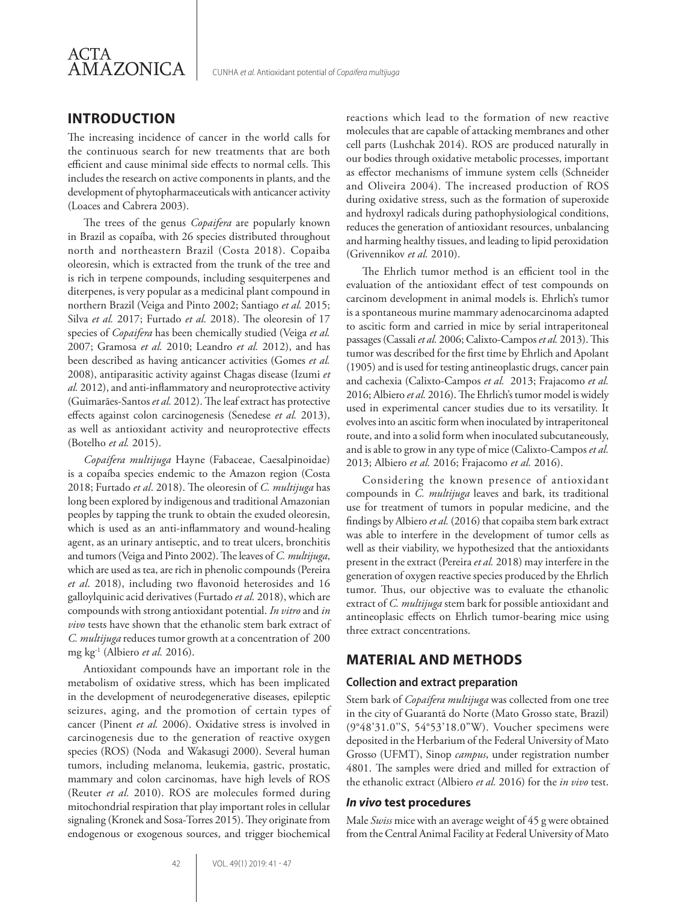## INTRODUCTION

The increasing incidence of cancer in the world calls for the continuous search for new treatments that are both efficient and cause minimal side effects to normal cells. This includes the research on active components in plants, and the development of phytopharmaceuticals with anticancer activity (Loaces and Cabrera 2003).

The trees of the genus *Copaifera* are popularly known in Brazil as copaíba, with 26 species distributed throughout north and northeastern Brazil (Costa 2018). Copaiba oleoresin, which is extracted from the trunk of the tree and is rich in terpene compounds, including sesquiterpenes and diterpenes, is very popular as a medicinal plant compound in northern Brazil (Veiga and Pinto 2002; Santiago *et al.* 2015; Silva *et al.* 2017; Furtado *et al.* 2018). The oleoresin of 17 species of *Copaifera* has been chemically studied (Veiga *et al.* 2007; Gramosa *et al.* 2010; Leandro *et al.* 2012), and has been described as having anticancer activities (Gomes *et al.* 2008), antiparasitic activity against Chagas disease (Izumi *et al.* 2012), and anti-inflammatory and neuroprotective activity (Guimarães-Santos *et al.* 2012). The leaf extract has protective effects against colon carcinogenesis (Senedese *et al.* 2013), as well as antioxidant activity and neuroprotective effects (Botelho *et al.* 2015).

*Copaifera multijuga* Hayne (Fabaceae, Caesalpinoidae) is a copaíba species endemic to the Amazon region (Costa 2018; Furtado *et al*. 2018). The oleoresin of *C. multijuga* has long been explored by indigenous and traditional Amazonian peoples by tapping the trunk to obtain the exuded oleoresin, which is used as an anti-inflammatory and wound-healing agent, as an urinary antiseptic, and to treat ulcers, bronchitis and tumors (Veiga and Pinto 2002). The leaves of *C. multijuga*, which are used as tea, are rich in phenolic compounds (Pereira *et al*. 2018), including two flavonoid heterosides and 16 galloylquinic acid derivatives (Furtado *et al.* 2018), which are compounds with strong antioxidant potential. *In vitro* and *in vivo* tests have shown that the ethanolic stem bark extract of *C. multijuga* reduces tumor growth at a concentration of 200 mg kg$^{-1}$ (Albiero *et al.* 2016).

Antioxidant compounds have an important role in the metabolism of oxidative stress, which has been implicated in the development of neurodegenerative diseases, epileptic seizures, aging, and the promotion of certain types of cancer (Pinent *et al.* 2006). Oxidative stress is involved in carcinogenesis due to the generation of reactive oxygen species (ROS) (Noda and Wakasugi 2000). Several human tumors, including melanoma, leukemia, gastric, prostatic, mammary and colon carcinomas, have high levels of ROS (Reuter *et al.* 2010). ROS are molecules formed during mitochondrial respiration that play important roles in cellular signaling (Kronek and Sosa-Torres 2015). They originate from endogenous or exogenous sources, and trigger biochemical reactions which lead to the formation of new reactive molecules that are capable of attacking membranes and other cell parts (Lushchak 2014). ROS are produced naturally in our bodies through oxidative metabolic processes, important as effector mechanisms of immune system cells (Schneider and Oliveira 2004). The increased production of ROS during oxidative stress, such as the formation of superoxide and hydroxyl radicals during pathophysiological conditions, reduces the generation of antioxidant resources, unbalancing and harming healthy tissues, and leading to lipid peroxidation (Grivennikov *et al.* 2010).

The Ehrlich tumor method is an efficient tool in the evaluation of the antioxidant effect of test compounds on carcinom development in animal models is. Ehrlich's tumor is a spontaneous murine mammary adenocarcinoma adapted to ascitic form and carried in mice by serial intraperitoneal passages (Cassali *et al.* 2006; Calixto-Campos *et al.* 2013). This tumor was described for the first time by Ehrlich and Apolant (1905) and is used for testing antineoplastic drugs, cancer pain and cachexia (Calixto-Campos *et al.* 2013; Frajacomo *et al.* 2016; Albiero *et al.* 2016). The Ehrlich's tumor model is widely used in experimental cancer studies due to its versatility. It evolves into an ascitic form when inoculated by intraperitoneal route, and into a solid form when inoculated subcutaneously, and is able to grow in any type of mice (Calixto-Campos *et al.* 2013; Albiero *et al.* 2016; Frajacomo *et al.* 2016).

Considering the known presence of antioxidant compounds in *C. multijuga* leaves and bark, its traditional use for treatment of tumors in popular medicine, and the findings by Albiero *et al.* (2016) that copaiba stem bark extract was able to interfere in the development of tumor cells as well as their viability, we hypothesized that the antioxidants present in the extract (Pereira *et al.* 2018) may interfere in the generation of oxygen reactive species produced by the Ehrlich tumor. Thus, our objective was to evaluate the ethanolic extract of *C. multijuga* stem bark for possible antioxidant and antineoplasic effects on Ehrlich tumor-bearing mice using three extract concentrations.

## MATERIAL AND METHODS

### Collection and extract preparation

Stem bark of *Copaifera multijuga* was collected from one tree in the city of Guarantã do Norte (Mato Grosso state, Brazil) (9°48'31.0"S, 54°53'18.0"W). Voucher specimens were deposited in the Herbarium of the Federal University of Mato Grosso (UFMT), Sinop *campus*, under registration number 4801. The samples were dried and milled for extraction of the ethanolic extract (Albiero *et al.* 2016) for the *in vivo* test.

### *In vivo* test procedures

Male *Swiss* mice with an average weight of 45 g were obtained from the Central Animal Facility at Federal University of Mato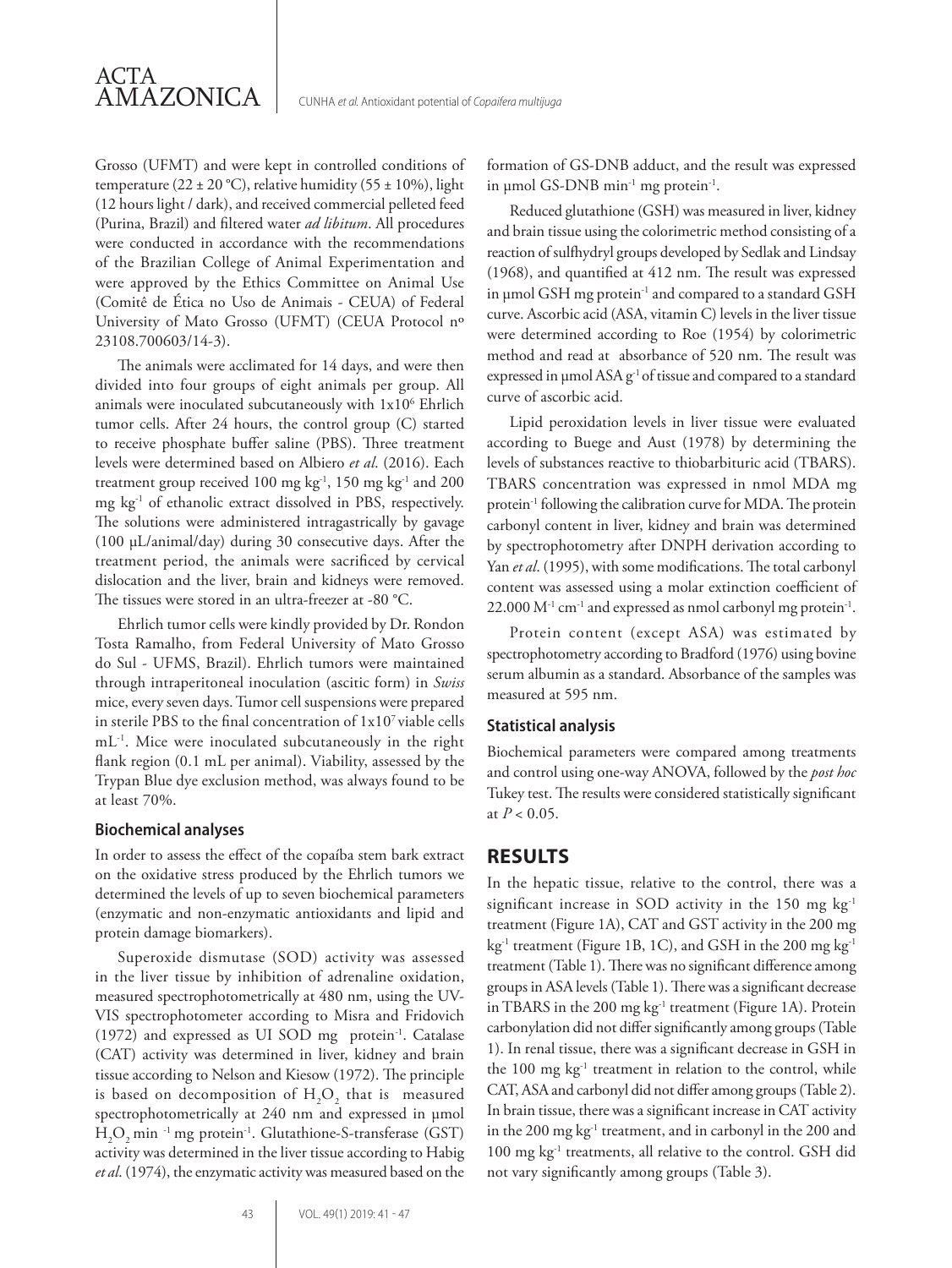Grosso (UFMT) and were kept in controlled conditions of temperature (22 ± 20 °C), relative humidity (55 ± 10%), light (12 hours light / dark), and received commercial pelleted feed (Purina, Brazil) and filtered water *ad libitum*. All procedures were conducted in accordance with the recommendations of the Brazilian College of Animal Experimentation and were approved by the Ethics Committee on Animal Use (Comitê de Ética no Uso de Animais - CEUA) of Federal University of Mato Grosso (UFMT) (CEUA Protocol nº 23108.700603/14-3).

The animals were acclimated for 14 days, and were then divided into four groups of eight animals per group. All animals were inoculated subcutaneously with $1x10^6$ Ehrlich tumor cells. After 24 hours, the control group (C) started to receive phosphate buffer saline (PBS). Three treatment levels were determined based on Albiero *et al*. (2016). Each treatment group received 100 mg $kg^{-1}$, 150 mg $kg^{-1}$ and 200 mg $kg^{-1}$ of ethanolic extract dissolved in PBS, respectively. The solutions were administered intragastrically by gavage (100 µL/animal/day) during 30 consecutive days. After the treatment period, the animals were sacrificed by cervical dislocation and the liver, brain and kidneys were removed. The tissues were stored in an ultra-freezer at -80 °C.

Ehrlich tumor cells were kindly provided by Dr. Rondon Tosta Ramalho, from Federal University of Mato Grosso do Sul - UFMS, Brazil). Ehrlich tumors were maintained through intraperitoneal inoculation (ascitic form) in *Swiss* mice, every seven days. Tumor cell suspensions were prepared in sterile PBS to the final concentration of $1x10^7$ viable cells $mL^{-1}$. Mice were inoculated subcutaneously in the right flank region (0.1 mL per animal). Viability, assessed by the Trypan Blue dye exclusion method, was always found to be at least 70%.

### Biochemical analyses

In order to assess the effect of the copaíba stem bark extract on the oxidative stress produced by the Ehrlich tumors we determined the levels of up to seven biochemical parameters (enzymatic and non-enzymatic antioxidants and lipid and protein damage biomarkers).

Superoxide dismutase (SOD) activity was assessed in the liver tissue by inhibition of adrenaline oxidation, measured spectrophotometrically at 480 nm, using the UV-VIS spectrophotometer according to Misra and Fridovich (1972) and expressed as UI SOD mg $protein^{-1}$. Catalase (CAT) activity was determined in liver, kidney and brain tissue according to Nelson and Kiesow (1972). The principle is based on decomposition of $H_2O_2$ that is measured spectrophotometrically at 240 nm and expressed in µmol $H_2O_2$ $min^{-1}$ mg $protein^{-1}$. Glutathione-S-transferase (GST) activity was determined in the liver tissue according to Habig *et al*. (1974), the enzymatic activity was measured based on the formation of GS-DNB adduct, and the result was expressed in µmol GS-DNB $min^{-1}$ mg $protein^{-1}$.

Reduced glutathione (GSH) was measured in liver, kidney and brain tissue using the colorimetric method consisting of a reaction of sulfhydryl groups developed by Sedlak and Lindsay (1968), and quantified at 412 nm. The result was expressed in µmol GSH mg $protein^{-1}$ and compared to a standard GSH curve. Ascorbic acid (ASA, vitamin C) levels in the liver tissue were determined according to Roe (1954) by colorimetric method and read at absorbance of 520 nm. The result was expressed in µmol ASA $g^{-1}$ of tissue and compared to a standard curve of ascorbic acid.

Lipid peroxidation levels in liver tissue were evaluated according to Buege and Aust (1978) by determining the levels of substances reactive to thiobarbituric acid (TBARS). TBARS concentration was expressed in nmol MDA mg $protein^{-1}$ following the calibration curve for MDA. The protein carbonyl content in liver, kidney and brain was determined by spectrophotometry after DNPH derivation according to Yan *et al*. (1995), with some modifications. The total carbonyl content was assessed using a molar extinction coefficient of 22.000 $M^{-1}$ $cm^{-1}$ and expressed as nmol carbonyl mg $protein^{-1}$.

Protein content (except ASA) was estimated by spectrophotometry according to Bradford (1976) using bovine serum albumin as a standard. Absorbance of the samples was measured at 595 nm.

### Statistical analysis

Biochemical parameters were compared among treatments and control using one-way ANOVA, followed by the *post hoc* Tukey test. The results were considered statistically significant at $P < 0.05$.

## RESULTS

In the hepatic tissue, relative to the control, there was a significant increase in SOD activity in the 150 mg $kg^{-1}$ treatment (Figure 1A), CAT and GST activity in the 200 mg $kg^{-1}$ treatment (Figure 1B, 1C), and GSH in the 200 mg $kg^{-1}$ treatment (Table 1). There was no significant difference among groups in ASA levels (Table 1). There was a significant decrease in TBARS in the 200 mg $kg^{-1}$ treatment (Figure 1A). Protein carbonylation did not differ significantly among groups (Table 1). In renal tissue, there was a significant decrease in GSH in the 100 mg $kg^{-1}$ treatment in relation to the control, while CAT, ASA and carbonyl did not differ among groups (Table 2). In brain tissue, there was a significant increase in CAT activity in the 200 mg $kg^{-1}$ treatment, and in carbonyl in the 200 and 100 mg $kg^{-1}$ treatments, all relative to the control. GSH did not vary significantly among groups (Table 3).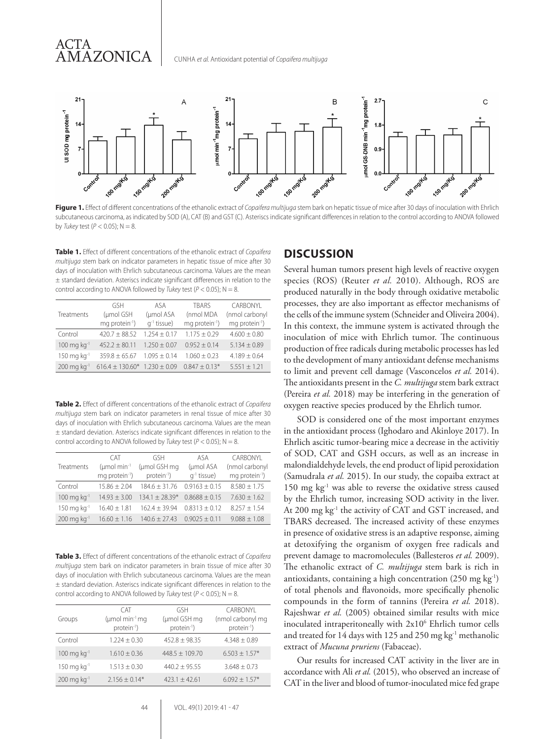**Figure 1.** Effect of different concentrations of the ethanolic extract of *Copaifera multijuga* stem bark on hepatic tissue of mice after 30 days of inoculation with Ehrlich subcutaneous carcinoma, as indicated by SOD (A), CAT (B) and GST (C). Asteriscs indicate significant differences in relation to the control according to ANOVA followed by *Tukey* test ($P < 0.05$); N = 8.

**Table 1.** Effect of different concentrations of the ethanolic extract of *Copaifera multijuga* stem bark on indicator parameters in hepatic tissue of mice after 30 days of inoculation with Ehrlich subcutaneous carcinoma. Values are the mean ± standard deviation. Asterisks indicate significant differences in relation to the control according to ANOVA followed by *Tukey* test ($P < 0.05$); N = 8.

| Treatments | GSH (μmol GSH mg protein$^{-1}$) | ASA (μmol ASA g$^{-1}$ tissue) | TBARS (nmol MDA mg protein$^{-1}$) | CARBONYL (nmol carbonyl mg protein$^{-1}$) |
|---|---|---|---|---|
| Control | 420.7 ± 88.52 | 1.254 ± 0.17 | 1.175 ± 0.29 | 4.600 ± 0.80 |
| 100 mg kg$^{-1}$ | 452.2 ± 80.11 | 1.250 ± 0.07 | 0.952 ± 0.14 | 5.134 ± 0.89 |
| 150 mg kg$^{-1}$ | 359.8 ± 65.67 | 1.095 ± 0.14 | 1.060 ± 0.23 | 4.189 ± 0.64 |
| 200 mg kg$^{-1}$ | 616.4 ± 130.60* | 1.230 ± 0.09 | 0.847 ± 0.13* | 5.551 ± 1.21 |

**Table 2.** Effect of different concentrations of the ethanolic extract of *Copaifera multijuga* stem bark on indicator parameters in renal tissue of mice after 30 days of inoculation with Ehrlich subcutaneous carcinoma. Values are the mean ± standard deviation. Asterisks indicate significant differences in relation to the control according to ANOVA followed by *Tukey* test ($P < 0.05$); N = 8.

| Treatments | CAT (μmol min$^{-1}$ mg protein$^{-1}$) | GSH (μmol GSH mg protein$^{-1}$) | ASA (μmol ASA g$^{-1}$ tissue) | CARBONYL (nmol carbonyl mg protein$^{-1}$) |
|---|---|---|---|---|
| Control | 15.86 ± 2.04 | 184.6 ± 31.76 | 0.9163 ± 0.15 | 8.580 ± 1.75 |
| 100 mg kg$^{-1}$ | 14.93 ± 3.00 | 134.1 ± 28.39* | 0.8688 ± 0.15 | 7.630 ± 1.62 |
| 150 mg kg$^{-1}$ | 16.40 ± 1.81 | 162.4 ± 39.94 | 0.8313 ± 0.12 | 8.257 ± 1.54 |
| 200 mg kg$^{-1}$ | 16.60 ± 1.16 | 140.6 ± 27.43 | 0.9025 ± 0.11 | 9.088 ± 1.08 |

**Table 3.** Effect of different concentrations of the ethanolic extract of *Copaifera multijuga* stem bark on indicator parameters in brain tissue of mice after 30 days of inoculation with Ehrlich subcutaneous carcinoma. Values are the mean ± standard deviation. Asterisks indicate significant differences in relation to the control according to ANOVA followed by *Tukey* test ($P < 0.05$); N = 8.

| Groups | CAT (μmol min$^{-1}$ mg protein$^{-1}$) | GSH (μmol GSH mg protein$^{-1}$) | CARBONYL (nmol carbonyl mg protein$^{-1}$) |
|---|---|---|---|
| Control | 1.224 ± 0.30 | 452.8 ± 98.35 | 4.348 ± 0.89 |
| 100 mg kg$^{-1}$ | 1.610 ± 0.36 | 448.5 ± 109.70 | 6.503 ± 1.57* |
| 150 mg kg$^{-1}$ | 1.513 ± 0.30 | 440.2 ± 95.55 | 3.648 ± 0.73 |
| 200 mg kg$^{-1}$ | 2.156 ± 0.14* | 423.1 ± 42.61 | 6.092 ± 1.57* |

## DISCUSSION

Several human tumors present high levels of reactive oxygen species (ROS) (Reuter *et al.* 2010). Although, ROS are produced naturally in the body through oxidative metabolic processes, they are also important as effector mechanisms of the cells of the immune system (Schneider and Oliveira 2004). In this context, the immune system is activated through the inoculation of mice with Ehrlich tumor. The continuous production of free radicals during metabolic processes has led to the development of many antioxidant defense mechanisms to limit and prevent cell damage (Vasconcelos *et al.* 2014). The antioxidants present in the *C. multijuga* stem bark extract (Pereira *et al.* 2018) may be interfering in the generation of oxygen reactive species produced by the Ehrlich tumor.

SOD is considered one of the most important enzymes in the antioxidant process (Ighodaro and Akinloye 2017). In Ehrlich ascitic tumor-bearing mice a decrease in the activitiy of SOD, CAT and GSH occurs, as well as an increase in malondialdehyde levels, the end product of lipid peroxidation (Samudrala *et al.* 2015). In our study, the copaiba extract at 150 mg kg$^{-1}$ was able to reverse the oxidative stress caused by the Ehrlich tumor, increasing SOD activity in the liver. At 200 mg kg$^{-1}$ the activity of CAT and GST increased, and TBARS decreased. The increased activity of these enzymes in presence of oxidative stress is an adaptive response, aiming at detoxifying the organism of oxygen free radicals and prevent damage to macromolecules (Ballesteros *et al.* 2009). The ethanolic extract of *C. multijuga* stem bark is rich in antioxidants, containing a high concentration (250 mg kg$^{-1}$) of total phenols and flavonoids, more specifically phenolic compounds in the form of tannins (Pereira *et al.* 2018). Rajeshwar *et al.* (2005) obtained similar results with mice inoculated intraperitoneally with $2x10^6$ Ehrlich tumor cells and treated for 14 days with 125 and 250 mg kg$^{-1}$ methanolic extract of *Mucuna pruriens* (Fabaceae).

Our results for increased CAT activity in the liver are in accordance with Ali *et al.* (2015), who observed an increase of CAT in the liver and blood of tumor-inoculated mice fed grape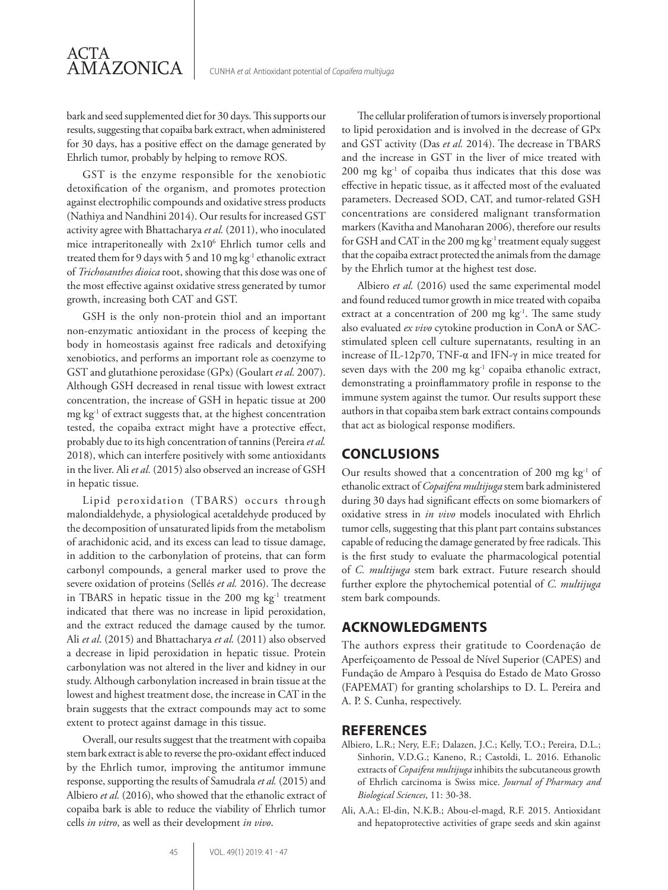bark and seed supplemented diet for 30 days. This supports our results, suggesting that copaiba bark extract, when administered for 30 days, has a positive effect on the damage generated by Ehrlich tumor, probably by helping to remove ROS.

GST is the enzyme responsible for the xenobiotic detoxification of the organism, and promotes protection against electrophilic compounds and oxidative stress products (Nathiya and Nandhini 2014). Our results for increased GST activity agree with Bhattacharya *et al.* (2011), who inoculated mice intraperitoneally with $2x10^6$ Ehrlich tumor cells and treated them for 9 days with 5 and 10 mg $kg^{-1}$ ethanolic extract of *Trichosanthes dioica* root, showing that this dose was one of the most effective against oxidative stress generated by tumor growth, increasing both CAT and GST.

GSH is the only non-protein thiol and an important non-enzymatic antioxidant in the process of keeping the body in homeostasis against free radicals and detoxifying xenobiotics, and performs an important role as coenzyme to GST and glutathione peroxidase (GPx) (Goulart *et al.* 2007). Although GSH decreased in renal tissue with lowest extract concentration, the increase of GSH in hepatic tissue at 200 mg $kg^{-1}$ of extract suggests that, at the highest concentration tested, the copaiba extract might have a protective effect, probably due to its high concentration of tannins (Pereira *et al.* 2018), which can interfere positively with some antioxidants in the liver. Ali *et al.* (2015) also observed an increase of GSH in hepatic tissue.

Lipid peroxidation (TBARS) occurs through malondialdehyde, a physiological acetaldehyde produced by the decomposition of unsaturated lipids from the metabolism of arachidonic acid, and its excess can lead to tissue damage, in addition to the carbonylation of proteins, that can form carbonyl compounds, a general marker used to prove the severe oxidation of proteins (Sellés *et al.* 2016). The decrease in TBARS in hepatic tissue in the 200 mg $kg^{-1}$ treatment indicated that there was no increase in lipid peroxidation, and the extract reduced the damage caused by the tumor. Ali *et al*. (2015) and Bhattacharya *et al.* (2011) also observed a decrease in lipid peroxidation in hepatic tissue. Protein carbonylation was not altered in the liver and kidney in our study. Although carbonylation increased in brain tissue at the lowest and highest treatment dose, the increase in CAT in the brain suggests that the extract compounds may act to some extent to protect against damage in this tissue.

Overall, our results suggest that the treatment with copaiba stem bark extract is able to reverse the pro-oxidant effect induced by the Ehrlich tumor, improving the antitumor immune response, supporting the results of Samudrala *et al.* (2015) and Albiero *et al.* (2016), who showed that the ethanolic extract of copaiba bark is able to reduce the viability of Ehrlich tumor cells *in vitro*, as well as their development *in vivo*.

The cellular proliferation of tumors is inversely proportional to lipid peroxidation and is involved in the decrease of GPx and GST activity (Das *et al.* 2014). The decrease in TBARS and the increase in GST in the liver of mice treated with 200 mg $kg^{-1}$ of copaiba thus indicates that this dose was effective in hepatic tissue, as it affected most of the evaluated parameters. Decreased SOD, CAT, and tumor-related GSH concentrations are considered malignant transformation markers (Kavitha and Manoharan 2006), therefore our results for GSH and CAT in the 200 mg $kg^{-1}$ treatment equaly suggest that the copaiba extract protected the animals from the damage by the Ehrlich tumor at the highest test dose.

Albiero *et al.* (2016) used the same experimental model and found reduced tumor growth in mice treated with copaiba extract at a concentration of 200 mg $kg^{-1}$. The same study also evaluated *ex vivo* cytokine production in ConA or SAC-stimulated spleen cell culture supernatants, resulting in an increase of IL-12p70, TNF-α and IFN-γ in mice treated for seven days with the 200 mg $kg^{-1}$ copaiba ethanolic extract, demonstrating a proinflammatory profile in response to the immune system against the tumor. Our results support these authors in that copaiba stem bark extract contains compounds that act as biological response modifiers.

## CONCLUSIONS

Our results showed that a concentration of 200 mg $kg^{-1}$ of ethanolic extract of *Copaifera multijuga* stem bark administered during 30 days had significant effects on some biomarkers of oxidative stress in *in vivo* models inoculated with Ehrlich tumor cells, suggesting that this plant part contains substances capable of reducing the damage generated by free radicals. This is the first study to evaluate the pharmacological potential of *C. multijuga* stem bark extract. Future research should further explore the phytochemical potential of *C. multijuga* stem bark compounds.

## ACKNOWLEDGMENTS

The authors express their gratitude to Coordenação de Aperfeiçoamento de Pessoal de Nível Superior (CAPES) and Fundação de Amparo à Pesquisa do Estado de Mato Grosso (FAPEMAT) for granting scholarships to D. L. Pereira and A. P. S. Cunha, respectively.

## REFERENCES

Albiero, L.R.; Nery, E.F.; Dalazen, J.C.; Kelly, T.O.; Pereira, D.L.; Sinhorin, V.D.G.; Kaneno, R.; Castoldi, L. 2016. Ethanolic extracts of *Copaifera multijuga* inhibits the subcutaneous growth of Ehrlich carcinoma is Swiss mice. *Journal of Pharmacy and Biological Sciences*, 11: 30-38.

Ali, A.A.; El-din, N.K.B.; Abou-el-magd, R.F. 2015. Antioxidant and hepatoprotective activities of grape seeds and skin against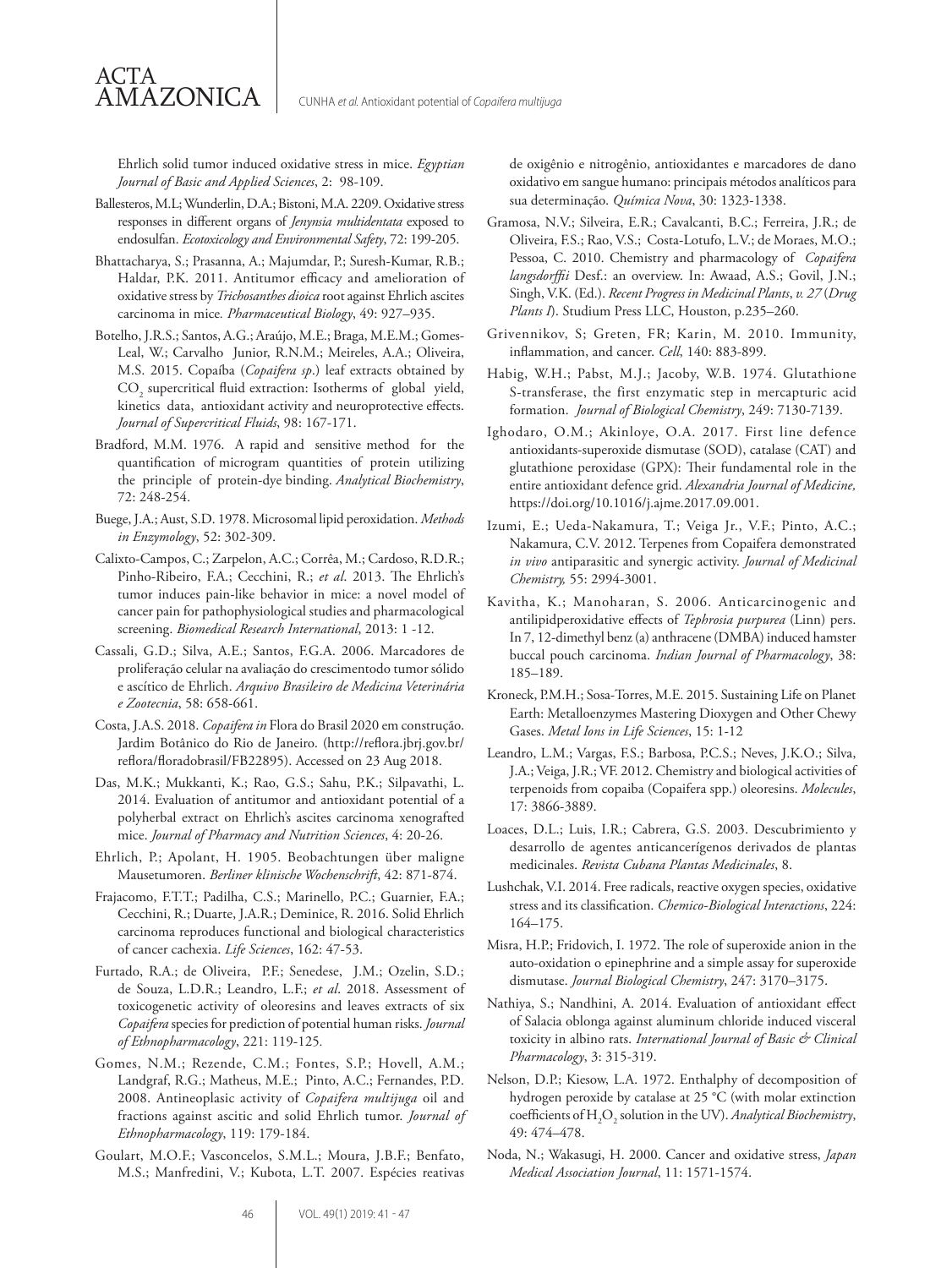Ehrlich solid tumor induced oxidative stress in mice. *Egyptian Journal of Basic and Applied Sciences*, 2: 98-109.

Ballesteros, M.L; Wunderlin, D.A.; Bistoni, M.A. 2209. Oxidative stress responses in different organs of *Jenynsia multidentata* exposed to endosulfan. *Ecotoxicology and Environmental Safety*, 72: 199-205.

Bhattacharya, S.; Prasanna, A.; Majumdar, P.; Suresh-Kumar, R.B.; Haldar, P.K. 2011. Antitumor efficacy and amelioration of oxidative stress by *Trichosanthes dioica* root against Ehrlich ascites carcinoma in mice. *Pharmaceutical Biology*, 49: 927–935.

Botelho, J.R.S.; Santos, A.G.; Araújo, M.E.; Braga, M.E.M.; Gomes-Leal, W.; Carvalho Junior, R.N.M.; Meireles, A.A.; Oliveira, M.S. 2015. Copaíba (*Copaifera sp*.) leaf extracts obtained by $CO_2$ supercritical fluid extraction: Isotherms of global yield, kinetics data, antioxidant activity and neuroprotective effects. *Journal of Supercritical Fluids*, 98: 167-171.

Bradford, M.M. 1976. A rapid and sensitive method for the quantification of microgram quantities of protein utilizing the principle of protein-dye binding. *Analytical Biochemistry*, 72: 248-254.

Buege, J.A.; Aust, S.D. 1978. Microsomal lipid peroxidation. *Methods in Enzymology*, 52: 302-309.

Calixto-Campos, C.; Zarpelon, A.C.; Corrêa, M.; Cardoso, R.D.R.; Pinho-Ribeiro, F.A.; Cecchini, R.; *et al*. 2013. The Ehrlich's tumor induces pain-like behavior in mice: a novel model of cancer pain for pathophysiological studies and pharmacological screening. *Biomedical Research International*, 2013: 1 -12.

Cassali, G.D.; Silva, A.E.; Santos, F.G.A. 2006. Marcadores de proliferação celular na avaliação do crescimentodo tumor sólido e ascítico de Ehrlich. *Arquivo Brasileiro de Medicina Veterinária e Zootecnia*, 58: 658-661.

Costa, J.A.S. 2018. *Copaifera in* Flora do Brasil 2020 em construção. Jardim Botânico do Rio de Janeiro. (http://reflora.jbrj.gov.br/reflora/floradobrasil/FB22895). Accessed on 23 Aug 2018.

Das, M.K.; Mukkanti, K.; Rao, G.S.; Sahu, P.K.; Silpavathi, L. 2014. Evaluation of antitumor and antioxidant potential of a polyherbal extract on Ehrlich's ascites carcinoma xenografted mice. *Journal of Pharmacy and Nutrition Sciences*, 4: 20-26.

Ehrlich, P.; Apolant, H. 1905. Beobachtungen über maligne Mausetumoren. *Berliner klinische Wochenschrift*, 42: 871-874.

Frajacomo, F.T.T.; Padilha, C.S.; Marinello, P.C.; Guarnier, F.A.; Cecchini, R.; Duarte, J.A.R.; Deminice, R. 2016. Solid Ehrlich carcinoma reproduces functional and biological characteristics of cancer cachexia. *Life Sciences*, 162: 47-53.

Furtado, R.A.; de Oliveira, P.F.; Senedese, J.M.; Ozelin, S.D.; de Souza, L.D.R.; Leandro, L.F.; *et al*. 2018. Assessment of toxicogenetic activity of oleoresins and leaves extracts of six *Copaifera* species for prediction of potential human risks. *Journal of Ethnopharmacology*, 221: 119-125.

Gomes, N.M.; Rezende, C.M.; Fontes, S.P.; Hovell, A.M.; Landgraf, R.G.; Matheus, M.E.; Pinto, A.C.; Fernandes, P.D. 2008. Antineoplasic activity of *Copaifera multijuga* oil and fractions against ascitic and solid Ehrlich tumor. *Journal of Ethnopharmacology*, 119: 179-184.

Goulart, M.O.F.; Vasconcelos, S.M.L.; Moura, J.B.F.; Benfato, M.S.; Manfredini, V.; Kubota, L.T. 2007. Espécies reativas de oxigênio e nitrogênio, antioxidantes e marcadores de dano oxidativo em sangue humano: principais métodos analíticos para sua determinação. *Química Nova*, 30: 1323-1338.

Gramosa, N.V.; Silveira, E.R.; Cavalcanti, B.C.; Ferreira, J.R.; de Oliveira, F.S.; Rao, V.S.; Costa-Lotufo, L.V.; de Moraes, M.O.; Pessoa, C. 2010. Chemistry and pharmacology of *Copaifera langsdorffii* Desf.: an overview. In: Awaad, A.S.; Govil, J.N.; Singh, V.K. (Ed.). *Recent Progress in Medicinal Plants*, *v. 27* (*Drug Plants I*). Studium Press LLC, Houston, p.235–260.

Grivennikov, S; Greten, FR; Karin, M. 2010. Immunity, inflammation, and cancer. *Cell*, 140: 883-899.

Habig, W.H.; Pabst, M.J.; Jacoby, W.B. 1974. Glutathione S-transferase, the first enzymatic step in mercapturic acid formation. *Journal of Biological Chemistry*, 249: 7130-7139.

Ighodaro, O.M.; Akinloye, O.A. 2017. First line defence antioxidants-superoxide dismutase (SOD), catalase (CAT) and glutathione peroxidase (GPX): Their fundamental role in the entire antioxidant defence grid. *Alexandria Journal of Medicine,* https://doi.org/10.1016/j.ajme.2017.09.001.

Izumi, E.; Ueda-Nakamura, T.; Veiga Jr., V.F.; Pinto, A.C.; Nakamura, C.V. 2012. Terpenes from Copaifera demonstrated *in vivo* antiparasitic and synergic activity. *Journal of Medicinal Chemistry,* 55: 2994-3001.

Kavitha, K.; Manoharan, S. 2006. Anticarcinogenic and antilipidperoxidative effects of *Tephrosia purpurea* (Linn) pers. In 7, 12-dimethyl benz (a) anthracene (DMBA) induced hamster buccal pouch carcinoma. *Indian Journal of Pharmacology*, 38: 185–189.

Kroneck, P.M.H.; Sosa-Torres, M.E. 2015. Sustaining Life on Planet Earth: Metalloenzymes Mastering Dioxygen and Other Chewy Gases. *Metal Ions in Life Sciences*, 15: 1-12

Leandro, L.M.; Vargas, F.S.; Barbosa, P.C.S.; Neves, J.K.O.; Silva, J.A.; Veiga, J.R.; VF. 2012. Chemistry and biological activities of terpenoids from copaiba (Copaifera spp.) oleoresins. *Molecules*, 17: 3866-3889.

Loaces, D.L.; Luis, I.R.; Cabrera, G.S. 2003. Descubrimiento y desarrollo de agentes anticancerígenos derivados de plantas medicinales. *Revista Cubana Plantas Medicinales*, 8.

Lushchak, V.I. 2014. Free radicals, reactive oxygen species, oxidative stress and its classification. *Chemico-Biological Interactions*, 224: 164–175.

Misra, H.P.; Fridovich, I. 1972. The role of superoxide anion in the auto-oxidation o epinephrine and a simple assay for superoxide dismutase. *Journal Biological Chemistry*, 247: 3170–3175.

Nathiya, S.; Nandhini, A. 2014. Evaluation of antioxidant effect of Salacia oblonga against aluminum chloride induced visceral toxicity in albino rats. *International Journal of Basic & Clinical Pharmacology*, 3: 315-319.

Nelson, D.P.; Kiesow, L.A. 1972. Enthalphy of decomposition of hydrogen peroxide by catalase at 25 °C (with molar extinction coefficients of $H_2O_2$ solution in the UV). *Analytical Biochemistry*, 49: 474–478.

Noda, N.; Wakasugi, H. 2000. Cancer and oxidative stress, *Japan Medical Association Journal*, 11: 1571-1574.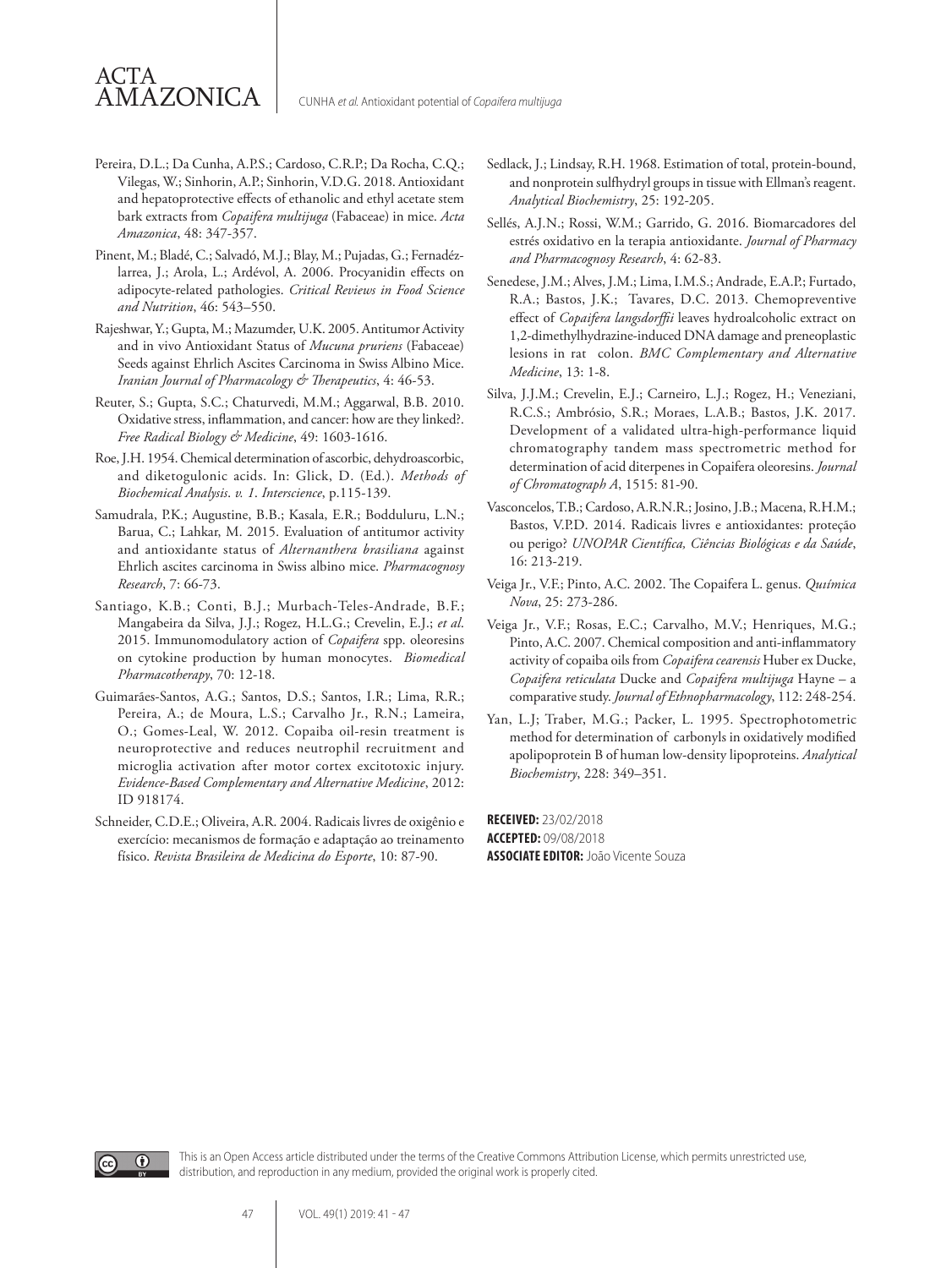Pereira, D.L.; Da Cunha, A.P.S.; Cardoso, C.R.P.; Da Rocha, C.Q.; Vilegas, W.; Sinhorin, A.P.; Sinhorin, V.D.G. 2018. Antioxidant and hepatoprotective effects of ethanolic and ethyl acetate stem bark extracts from *Copaifera multijuga* (Fabaceae) in mice. *Acta Amazonica*, 48: 347-357.

Pinent, M.; Bladé, C.; Salvadó, M.J.; Blay, M.; Pujadas, G.; Fernadéz-larrea, J.; Arola, L.; Ardévol, A. 2006. Procyanidin effects on adipocyte-related pathologies. *Critical Reviews in Food Science and Nutrition*, 46: 543–550.

Rajeshwar, Y.; Gupta, M.; Mazumder, U.K. 2005. Antitumor Activity and in vivo Antioxidant Status of *Mucuna pruriens* (Fabaceae) Seeds against Ehrlich Ascites Carcinoma in Swiss Albino Mice. *Iranian Journal of Pharmacology & Therapeutics*, 4: 46-53.

Reuter, S.; Gupta, S.C.; Chaturvedi, M.M.; Aggarwal, B.B. 2010. Oxidative stress, inflammation, and cancer: how are they linked?. *Free Radical Biology & Medicine*, 49: 1603-1616.

Roe, J.H. 1954. Chemical determination of ascorbic, dehydroascorbic, and diketogulonic acids. In: Glick, D. (Ed.). *Methods of Biochemical Analysis. v. 1. Interscience*, p.115-139.

Samudrala, P.K.; Augustine, B.B.; Kasala, E.R.; Bodduluru, L.N.; Barua, C.; Lahkar, M. 2015. Evaluation of antitumor activity and antioxidante status of *Alternanthera brasiliana* against Ehrlich ascites carcinoma in Swiss albino mice. *Pharmacognosy Research*, 7: 66-73.

Santiago, K.B.; Conti, B.J.; Murbach-Teles-Andrade, B.F.; Mangabeira da Silva, J.J.; Rogez, H.L.G.; Crevelin, E.J.; *et al.* 2015. Immunomodulatory action of *Copaifera* spp. oleoresins on cytokine production by human monocytes. *Biomedical Pharmacotherapy*, 70: 12-18.

Guimarães-Santos, A.G.; Santos, D.S.; Santos, I.R.; Lima, R.R.; Pereira, A.; de Moura, L.S.; Carvalho Jr., R.N.; Lameira, O.; Gomes-Leal, W. 2012. Copaiba oil-resin treatment is neuroprotective and reduces neutrophil recruitment and microglia activation after motor cortex excitotoxic injury. *Evidence-Based Complementary and Alternative Medicine*, 2012: ID 918174.

Schneider, C.D.E.; Oliveira, A.R. 2004. Radicais livres de oxigênio e exercício: mecanismos de formação e adaptação ao treinamento físico. *Revista Brasileira de Medicina do Esporte*, 10: 87-90.

Sedlack, J.; Lindsay, R.H. 1968. Estimation of total, protein-bound, and nonprotein sulfhydryl groups in tissue with Ellman's reagent. *Analytical Biochemistry*, 25: 192-205.

Sellés, A.J.N.; Rossi, W.M.; Garrido, G. 2016. Biomarcadores del estrés oxidativo en la terapia antioxidante. *Journal of Pharmacy and Pharmacognosy Research*, 4: 62-83.

Senedese, J.M.; Alves, J.M.; Lima, I.M.S.; Andrade, E.A.P.; Furtado, R.A.; Bastos, J.K.; Tavares, D.C. 2013. Chemopreventive effect of *Copaifera langsdorffii* leaves hydroalcoholic extract on 1,2-dimethylhydrazine-induced DNA damage and preneoplastic lesions in rat colon. *BMC Complementary and Alternative Medicine*, 13: 1-8.

Silva, J.J.M.; Crevelin, E.J.; Carneiro, L.J.; Rogez, H.; Veneziani, R.C.S.; Ambrósio, S.R.; Moraes, L.A.B.; Bastos, J.K. 2017. Development of a validated ultra-high-performance liquid chromatography tandem mass spectrometric method for determination of acid diterpenes in Copaifera oleoresins. *Journal of Chromatograph A*, 1515: 81-90.

Vasconcelos, T.B.; Cardoso, A.R.N.R.; Josino, J.B.; Macena, R.H.M.; Bastos, V.P.D. 2014. Radicais livres e antioxidantes: proteção ou perigo? *UNOPAR Científica, Ciências Biológicas e da Saúde*, 16: 213-219.

Veiga Jr., V.F.; Pinto, A.C. 2002. The Copaifera L. genus. *Química Nova*, 25: 273-286.

Veiga Jr., V.F.; Rosas, E.C.; Carvalho, M.V.; Henriques, M.G.; Pinto, A.C. 2007. Chemical composition and anti-inflammatory activity of copaiba oils from *Copaifera cearensis* Huber ex Ducke, *Copaifera reticulata* Ducke and *Copaifera multijuga* Hayne – a comparative study. *Journal of Ethnopharmacology*, 112: 248-254.

Yan, L.J; Traber, M.G.; Packer, L. 1995. Spectrophotometric method for determination of carbonyls in oxidatively modified apolipoprotein B of human low-density lipoproteins. *Analytical Biochemistry*, 228: 349–351.

**RECEIVED:** 23/02/2018
**ACCEPTED:** 09/08/2018
**ASSOCIATE EDITOR:** João Vicente Souza

This is an Open Access article distributed under the terms of the Creative Commons Attribution License, which permits unrestricted use, distribution, and reproduction in any medium, provided the original work is properly cited.